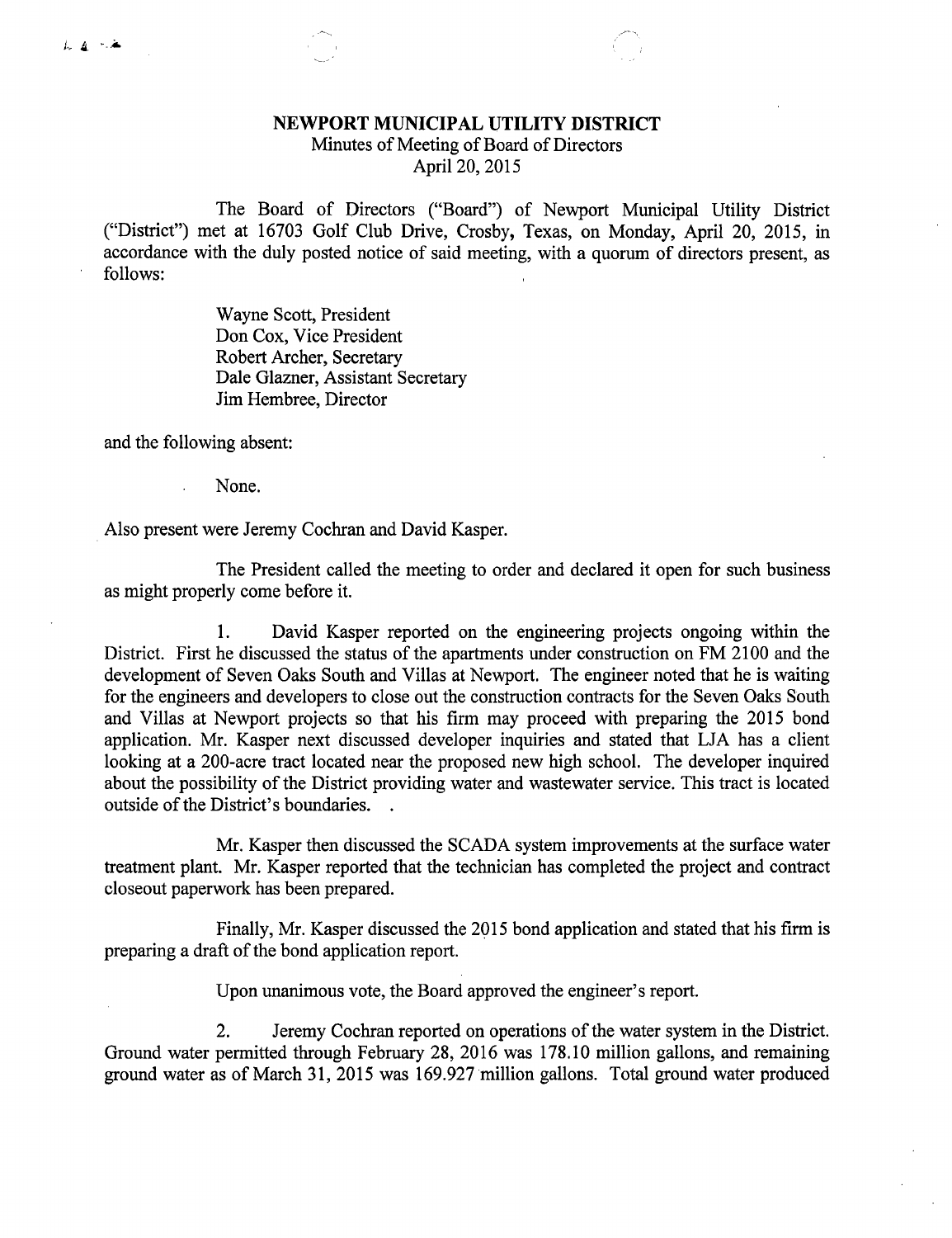# NEWPORT MUNICIPAL UTILITY DISTRICT

Minutes of Meeting of Board of Directors
April 20, 2015

The Board of Directors ("Board") of Newport Municipal Utility District ("District") met at 16703 Golf Club Drive, Crosby, Texas, on Monday, April 20, 2015, in accordance with the duly posted notice of said meeting, with a quorum of directors present, as follows:

Wayne Scott, President
Don Cox, Vice President
Robert Archer, Secretary
Dale Glazner, Assistant Secretary
Jim Hembree, Director

and the following absent:

None.

Also present were Jeremy Cochran and David Kasper.

The President called the meeting to order and declared it open for such business as might properly come before it.

1. David Kasper reported on the engineering projects ongoing within the District. First he discussed the status of the apartments under construction on FM 2100 and the development of Seven Oaks South and Villas at Newport. The engineer noted that he is waiting for the engineers and developers to close out the construction contracts for the Seven Oaks South and Villas at Newport projects so that his firm may proceed with preparing the 2015 bond application. Mr. Kasper next discussed developer inquiries and stated that LJA has a client looking at a 200-acre tract located near the proposed new high school. The developer inquired about the possibility of the District providing water and wastewater service. This tract is located outside of the District's boundaries.

Mr. Kasper then discussed the SCADA system improvements at the surface water treatment plant. Mr. Kasper reported that the technician has completed the project and contract closeout paperwork has been prepared.

Finally, Mr. Kasper discussed the 2015 bond application and stated that his firm is preparing a draft of the bond application report.

Upon unanimous vote, the Board approved the engineer's report.

2. Jeremy Cochran reported on operations of the water system in the District. Ground water permitted through February 28, 2016 was 178.10 million gallons, and remaining ground water as of March 31, 2015 was 169.927 million gallons. Total ground water produced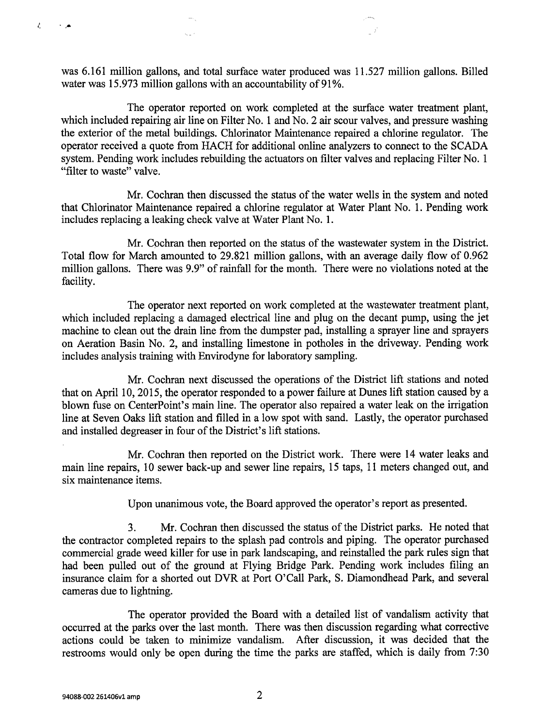was 6.161 million gallons, and total surface water produced was 11.527 million gallons. Billed water was 15.973 million gallons with an accountability of 91%.

The operator reported on work completed at the surface water treatment plant, which included repairing air line on Filter No. 1 and No. 2 air scour valves, and pressure washing the exterior of the metal buildings. Chlorinator Maintenance repaired a chlorine regulator. The operator received a quote from HACH for additional online analyzers to connect to the SCADA system. Pending work includes rebuilding the actuators on filter valves and replacing Filter No. 1 "filter to waste" valve.

Mr. Cochran then discussed the status of the water wells in the system and noted that Chlorinator Maintenance repaired a chlorine regulator at Water Plant No. 1. Pending work includes replacing a leaking check valve at Water Plant No. 1.

Mr. Cochran then reported on the status of the wastewater system in the District. Total flow for March amounted to 29.821 million gallons, with an average daily flow of 0.962 million gallons. There was 9.9" of rainfall for the month. There were no violations noted at the facility.

The operator next reported on work completed at the wastewater treatment plant, which included replacing a damaged electrical line and plug on the decant pump, using the jet machine to clean out the drain line from the dumpster pad, installing a sprayer line and sprayers on Aeration Basin No. 2, and installing limestone in potholes in the driveway. Pending work includes analysis training with Envirodyne for laboratory sampling.

Mr. Cochran next discussed the operations of the District lift stations and noted that on April 10, 2015, the operator responded to a power failure at Dunes lift station caused by a blown fuse on CenterPoint's main line. The operator also repaired a water leak on the irrigation line at Seven Oaks lift station and filled in a low spot with sand. Lastly, the operator purchased and installed degreaser in four of the District's lift stations.

Mr. Cochran then reported on the District work. There were 14 water leaks and main line repairs, 10 sewer back-up and sewer line repairs, 15 taps, 11 meters changed out, and six maintenance items.

Upon unanimous vote, the Board approved the operator's report as presented.

3. Mr. Cochran then discussed the status of the District parks. He noted that the contractor completed repairs to the splash pad controls and piping. The operator purchased commercial grade weed killer for use in park landscaping, and reinstalled the park rules sign that had been pulled out of the ground at Flying Bridge Park. Pending work includes filing an insurance claim for a shorted out DVR at Port O'Call Park, S. Diamondhead Park, and several cameras due to lightning.

The operator provided the Board with a detailed list of vandalism activity that occurred at the parks over the last month. There was then discussion regarding what corrective actions could be taken to minimize vandalism. After discussion, it was decided that the restrooms would only be open during the time the parks are staffed, which is daily from 7:30

94088-002 261406v1 amp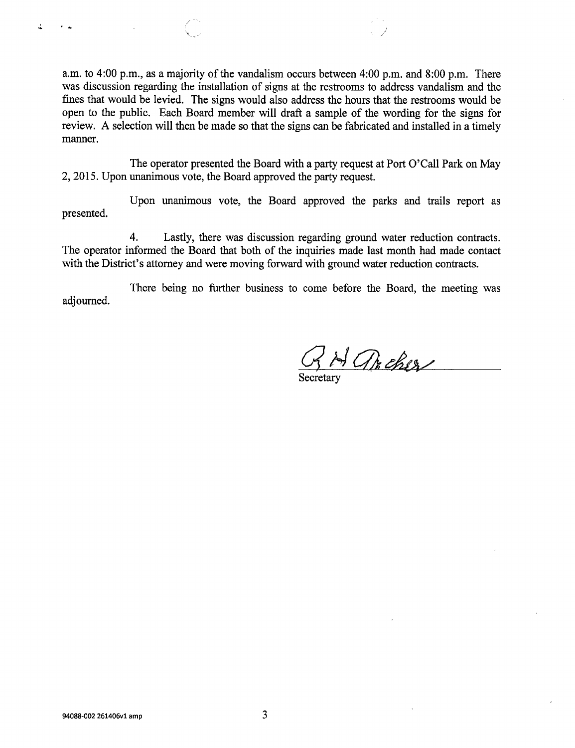a.m. to 4:00 p.m., as a majority of the vandalism occurs between 4:00 p.m. and 8:00 p.m. There was discussion regarding the installation of signs at the restrooms to address vandalism and the fines that would be levied. The signs would also address the hours that the restrooms would be open to the public. Each Board member will draft a sample of the wording for the signs for review. A selection will then be made so that the signs can be fabricated and installed in a timely manner.

The operator presented the Board with a party request at Port O'Call Park on May 2, 2015. Upon unanimous vote, the Board approved the party request.

Upon unanimous vote, the Board approved the parks and trails report as presented.

4. Lastly, there was discussion regarding ground water reduction contracts. The operator informed the Board that both of the inquiries made last month had made contact with the District's attorney and were moving forward with ground water reduction contracts.

There being no further business to come before the Board, the meeting was adjourned.

Secretary

94088-002 261406v1 amp